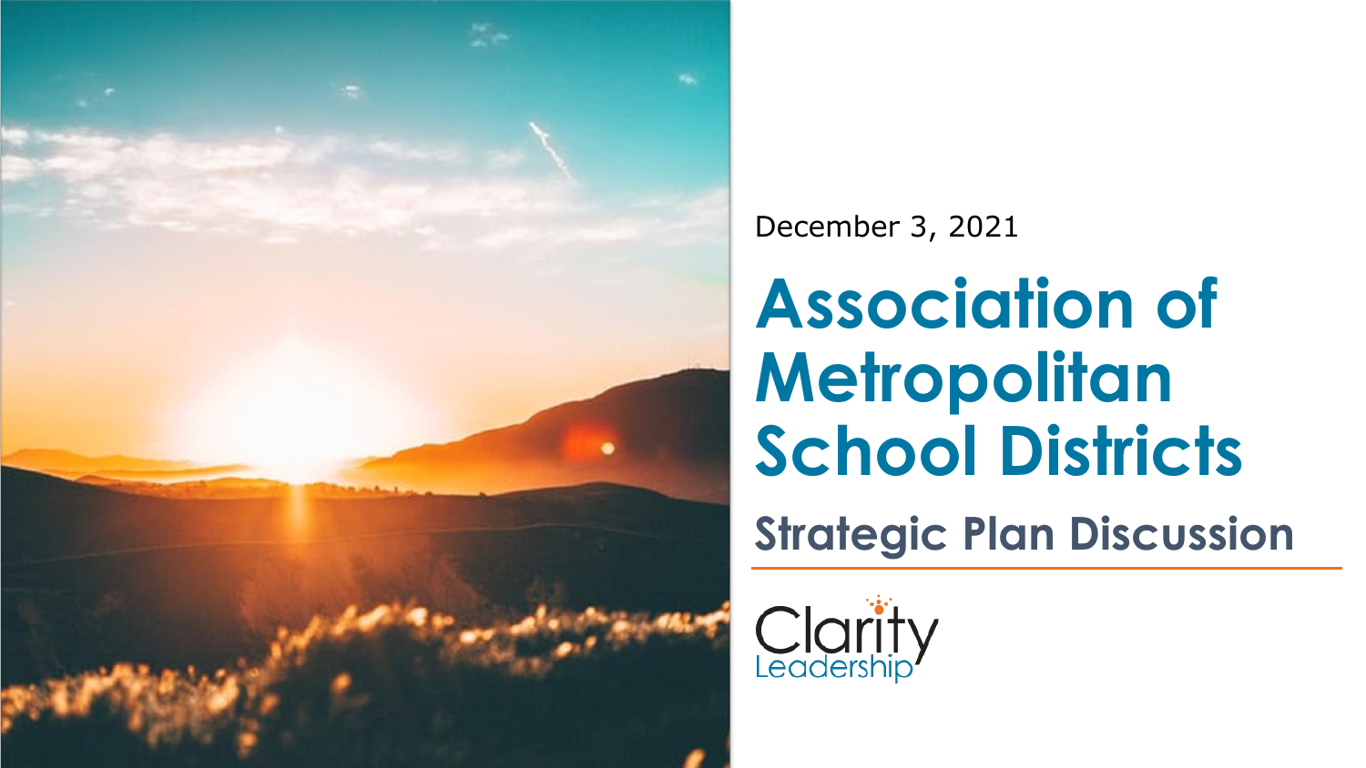December 3, 2021

# Association of Metropolitan School Districts

## Strategic Plan Discussion

Clarity Leadership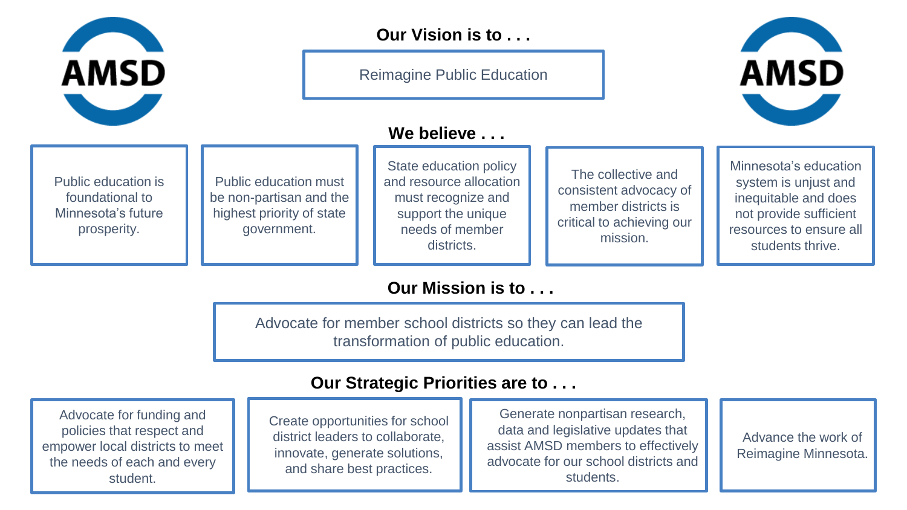AMSD

## Our Vision is to . . .

Reimagine Public Education

## We believe . . .

- Public education is foundational to Minnesota's future prosperity.
- Public education must be non-partisan and the highest priority of state government.
- State education policy and resource allocation must recognize and support the unique needs of member districts.
- The collective and consistent advocacy of member districts is critical to achieving our mission.
- Minnesota's education system is unjust and inequitable and does not provide sufficient resources to ensure all students thrive.

## Our Mission is to . . .

Advocate for member school districts so they can lead the transformation of public education.

## Our Strategic Priorities are to . . .

- Advocate for funding and policies that respect and empower local districts to meet the needs of each and every student.
- Create opportunities for school district leaders to collaborate, innovate, generate solutions, and share best practices.
- Generate nonpartisan research, data and legislative updates that assist AMSD members to effectively advocate for our school districts and students.
- Advance the work of Reimagine Minnesota.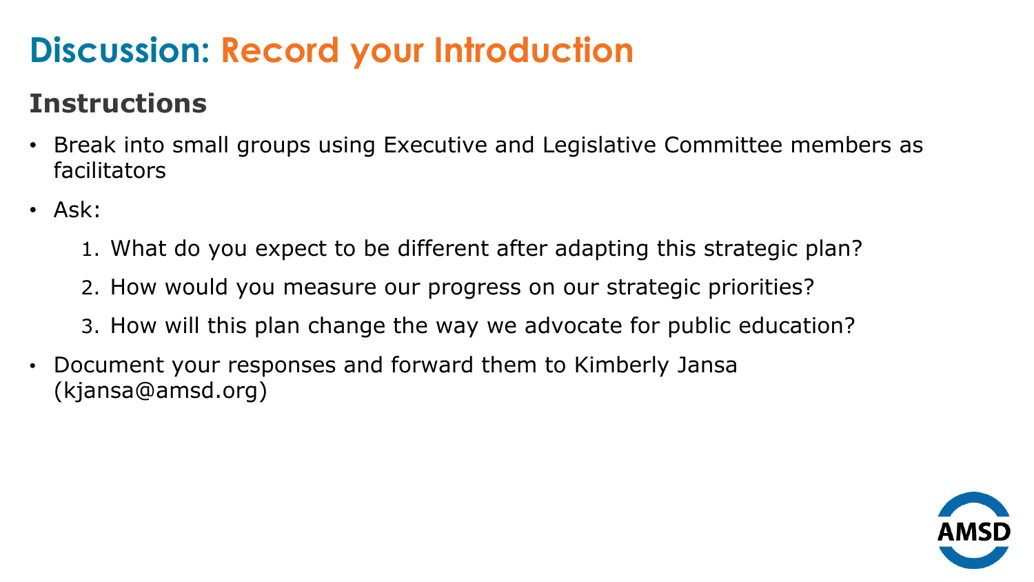# Discussion: Record your Introduction

## Instructions

- Break into small groups using Executive and Legislative Committee members as facilitators
- Ask:
  1. What do you expect to be different after adapting this strategic plan?
  2. How would you measure our progress on our strategic priorities?
  3. How will this plan change the way we advocate for public education?
- Document your responses and forward them to Kimberly Jansa (kjansa@amsd.org)

AMSD